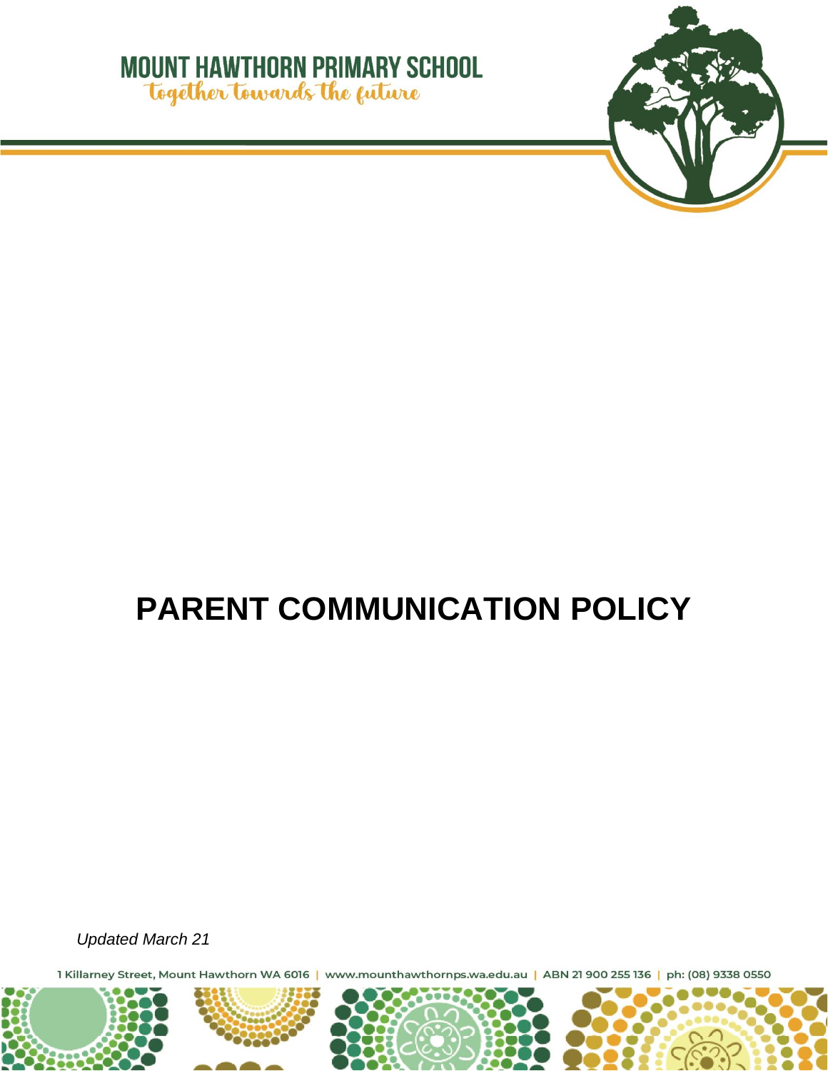MOUNT HAWTHORN PRIMARY SCHOOL

*together towards the future*

# PARENT COMMUNICATION POLICY

*Updated March 21*

1 Killarney Street, Mount Hawthorn WA 6016 | www.mounthawthornps.wa.edu.au | ABN 21 900 255 136 | ph: (08) 9338 0550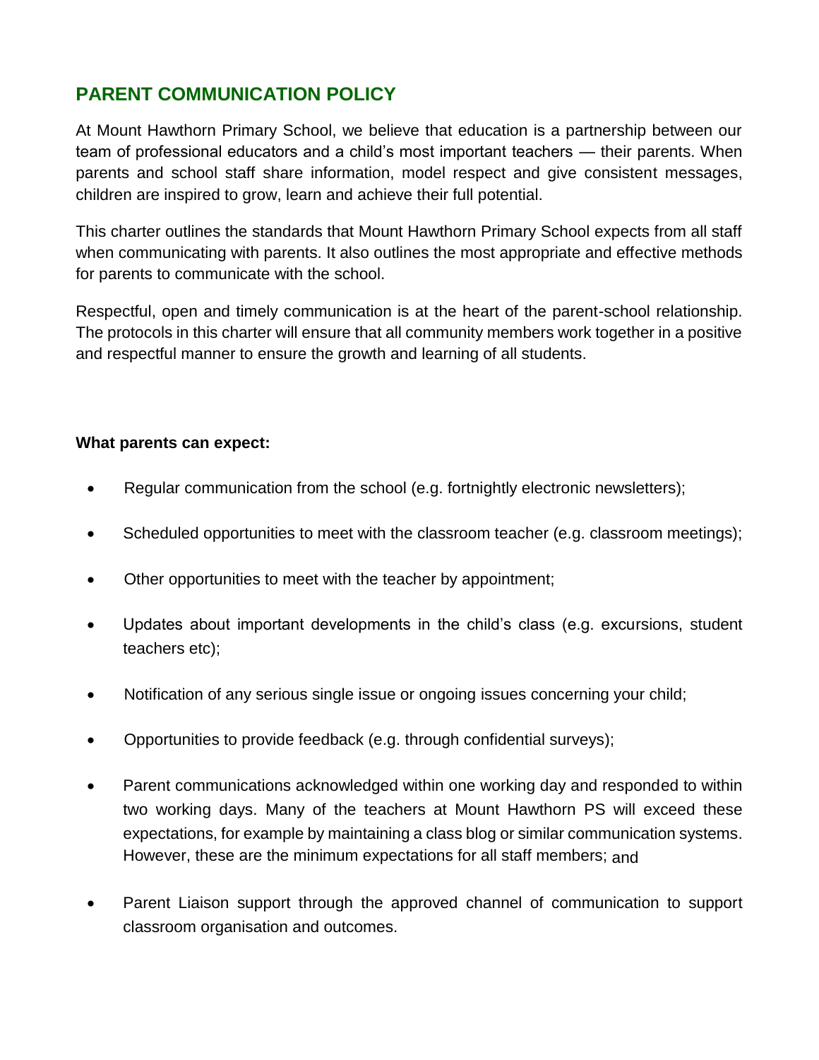## PARENT COMMUNICATION POLICY

At Mount Hawthorn Primary School, we believe that education is a partnership between our team of professional educators and a child's most important teachers — their parents. When parents and school staff share information, model respect and give consistent messages, children are inspired to grow, learn and achieve their full potential.

This charter outlines the standards that Mount Hawthorn Primary School expects from all staff when communicating with parents. It also outlines the most appropriate and effective methods for parents to communicate with the school.

Respectful, open and timely communication is at the heart of the parent-school relationship. The protocols in this charter will ensure that all community members work together in a positive and respectful manner to ensure the growth and learning of all students.

**What parents can expect:**

- Regular communication from the school (e.g. fortnightly electronic newsletters);
- Scheduled opportunities to meet with the classroom teacher (e.g. classroom meetings);
- Other opportunities to meet with the teacher by appointment;
- Updates about important developments in the child's class (e.g. excursions, student teachers etc);
- Notification of any serious single issue or ongoing issues concerning your child;
- Opportunities to provide feedback (e.g. through confidential surveys);
- Parent communications acknowledged within one working day and responded to within two working days. Many of the teachers at Mount Hawthorn PS will exceed these expectations, for example by maintaining a class blog or similar communication systems. However, these are the minimum expectations for all staff members; and
- Parent Liaison support through the approved channel of communication to support classroom organisation and outcomes.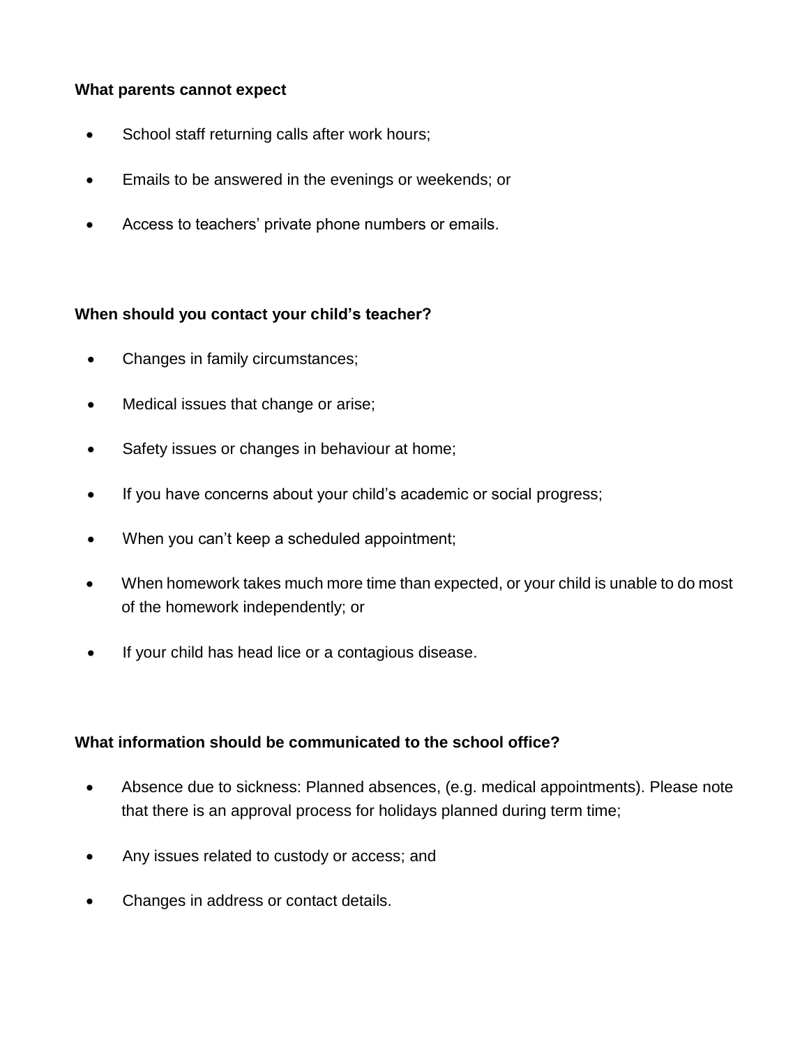**What parents cannot expect**

- School staff returning calls after work hours;
- Emails to be answered in the evenings or weekends; or
- Access to teachers' private phone numbers or emails.

**When should you contact your child's teacher?**

- Changes in family circumstances;
- Medical issues that change or arise;
- Safety issues or changes in behaviour at home;
- If you have concerns about your child's academic or social progress;
- When you can't keep a scheduled appointment;
- When homework takes much more time than expected, or your child is unable to do most of the homework independently; or
- If your child has head lice or a contagious disease.

**What information should be communicated to the school office?**

- Absence due to sickness: Planned absences, (e.g. medical appointments). Please note that there is an approval process for holidays planned during term time;
- Any issues related to custody or access; and
- Changes in address or contact details.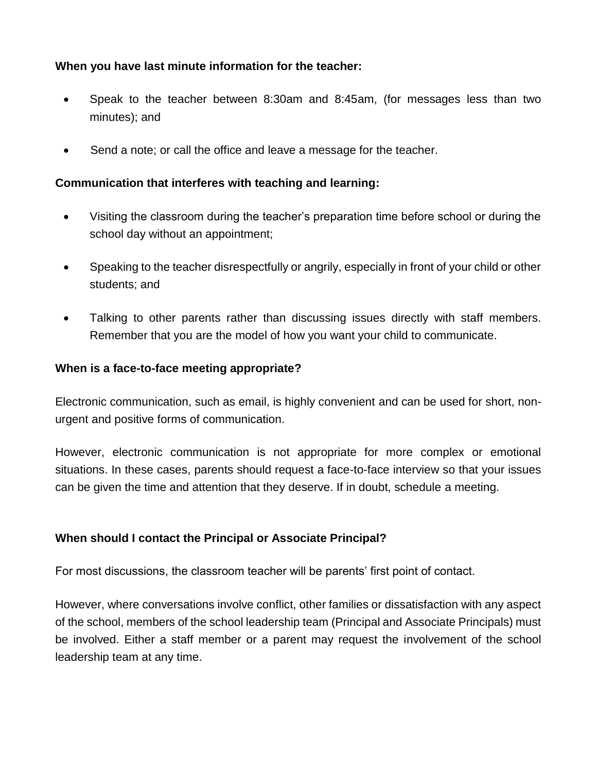**When you have last minute information for the teacher:**

- Speak to the teacher between 8:30am and 8:45am, (for messages less than two minutes); and
- Send a note; or call the office and leave a message for the teacher.

**Communication that interferes with teaching and learning:**

- Visiting the classroom during the teacher's preparation time before school or during the school day without an appointment;
- Speaking to the teacher disrespectfully or angrily, especially in front of your child or other students; and
- Talking to other parents rather than discussing issues directly with staff members. Remember that you are the model of how you want your child to communicate.

**When is a face-to-face meeting appropriate?**

Electronic communication, such as email, is highly convenient and can be used for short, non-urgent and positive forms of communication.

However, electronic communication is not appropriate for more complex or emotional situations. In these cases, parents should request a face-to-face interview so that your issues can be given the time and attention that they deserve. If in doubt, schedule a meeting.

**When should I contact the Principal or Associate Principal?**

For most discussions, the classroom teacher will be parents' first point of contact.

However, where conversations involve conflict, other families or dissatisfaction with any aspect of the school, members of the school leadership team (Principal and Associate Principals) must be involved. Either a staff member or a parent may request the involvement of the school leadership team at any time.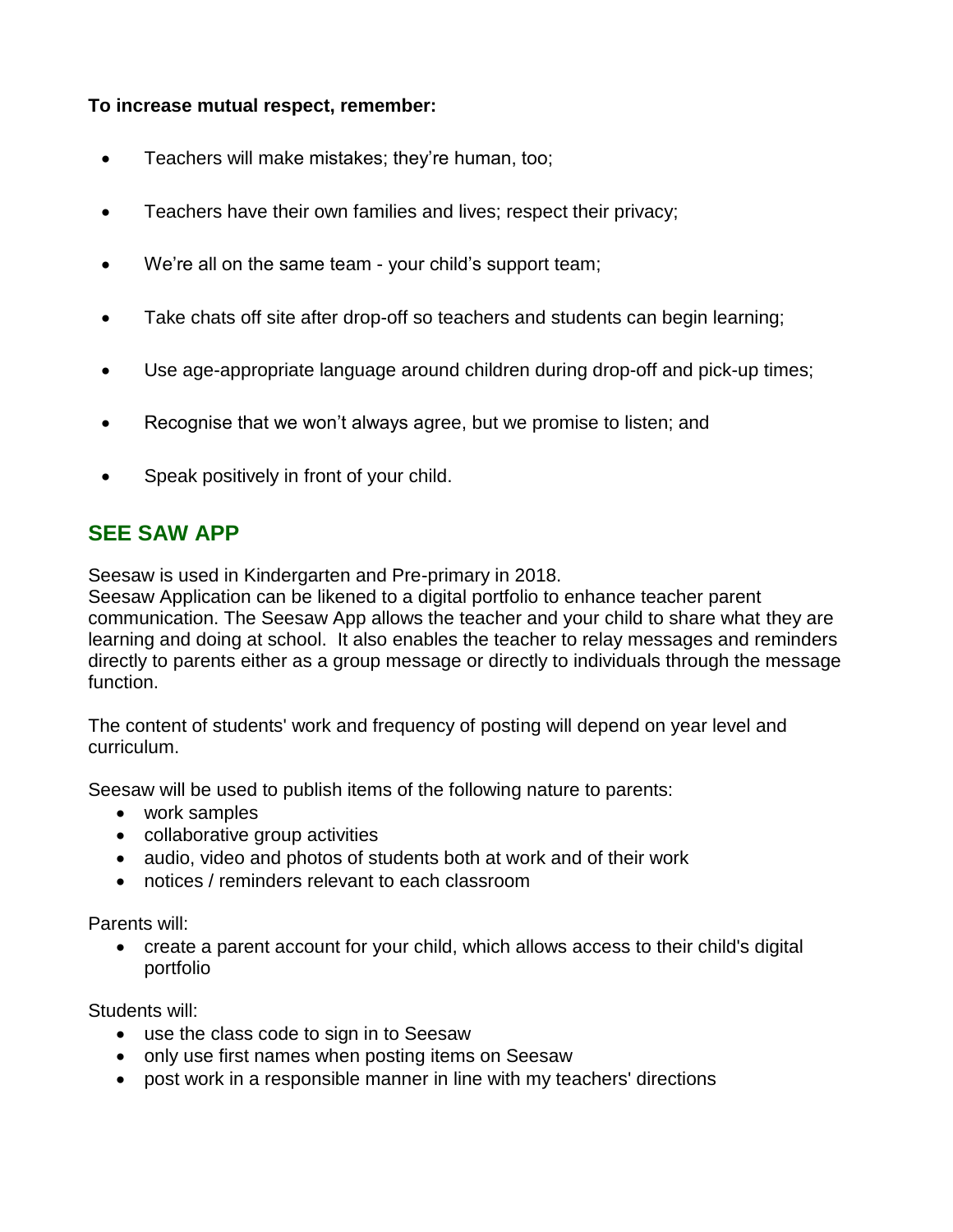**To increase mutual respect, remember:**

- Teachers will make mistakes; they're human, too;
- Teachers have their own families and lives; respect their privacy;
- We're all on the same team - your child's support team;
- Take chats off site after drop-off so teachers and students can begin learning;
- Use age-appropriate language around children during drop-off and pick-up times;
- Recognise that we won't always agree, but we promise to listen; and
- Speak positively in front of your child.

## SEE SAW APP

Seesaw is used in Kindergarten and Pre-primary in 2018.
Seesaw Application can be likened to a digital portfolio to enhance teacher parent communication. The Seesaw App allows the teacher and your child to share what they are learning and doing at school. It also enables the teacher to relay messages and reminders directly to parents either as a group message or directly to individuals through the message function.

The content of students' work and frequency of posting will depend on year level and curriculum.

Seesaw will be used to publish items of the following nature to parents:

- work samples
- collaborative group activities
- audio, video and photos of students both at work and of their work
- notices / reminders relevant to each classroom

Parents will:

- create a parent account for your child, which allows access to their child's digital portfolio

Students will:

- use the class code to sign in to Seesaw
- only use first names when posting items on Seesaw
- post work in a responsible manner in line with my teachers' directions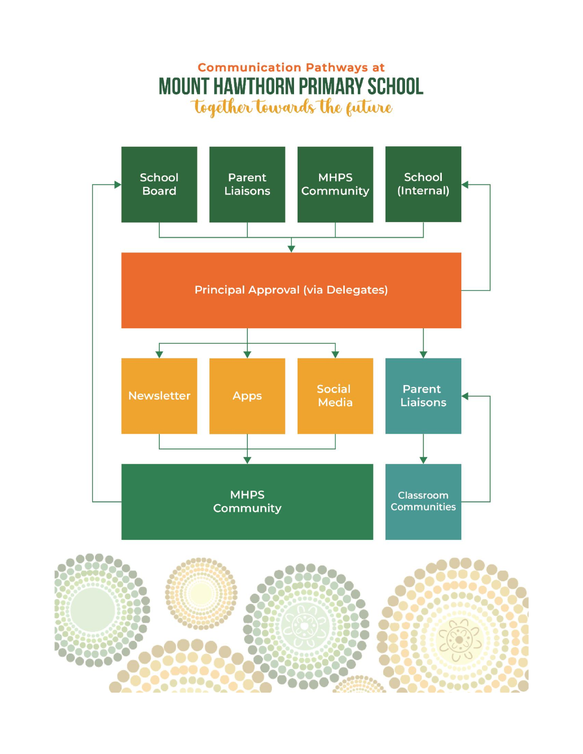Communication Pathways at

# MOUNT HAWTHORN PRIMARY SCHOOL

*together towards the future*

School Board

Parent Liaisons

MHPS Community

School (Internal)

Principal Approval (via Delegates)

Newsletter

Apps

Social Media

Parent Liaisons

MHPS Community

Classroom Communities